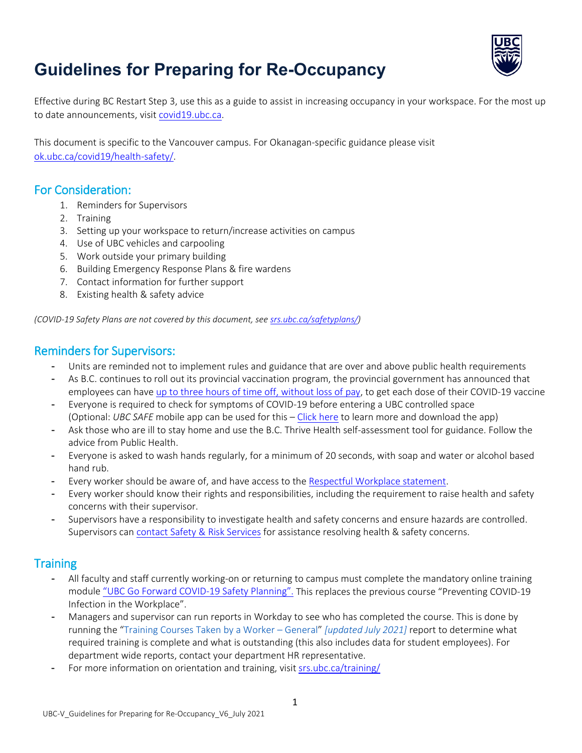# Guidelines for Preparing for Re-Occupancy

Effective during BC Restart Step 3, use this as a guide to assist in increasing occupancy in your workspace. For the most up to date announcements, visit [covid19.ubc.ca](covid19.ubc.ca).

This document is specific to the Vancouver campus. For Okanagan-specific guidance please visit [ok.ubc.ca/covid19/health-safety/](ok.ubc.ca/covid19/health-safety/).

## For Consideration:

1. Reminders for Supervisors
2. Training
3. Setting up your workspace to return/increase activities on campus
4. Use of UBC vehicles and carpooling
5. Work outside your primary building
6. Building Emergency Response Plans & fire wardens
7. Contact information for further support
8. Existing health & safety advice

*(COVID-19 Safety Plans are not covered by this document, see [srs.ubc.ca/safetyplans/](srs.ubc.ca/safetyplans/))*

## Reminders for Supervisors:

- Units are reminded not to implement rules and guidance that are over and above public health requirements
- As B.C. continues to roll out its provincial vaccination program, the provincial government has announced that employees can have up to three hours of time off, without loss of pay, to get each dose of their COVID-19 vaccine
- Everyone is required to check for symptoms of COVID-19 before entering a UBC controlled space (Optional: *UBC SAFE* mobile app can be used for this – Click here to learn more and download the app)
- Ask those who are ill to stay home and use the B.C. Thrive Health self-assessment tool for guidance. Follow the advice from Public Health.
- Everyone is asked to wash hands regularly, for a minimum of 20 seconds, with soap and water or alcohol based hand rub.
- Every worker should be aware of, and have access to the Respectful Workplace statement.
- Every worker should know their rights and responsibilities, including the requirement to raise health and safety concerns with their supervisor.
- Supervisors have a responsibility to investigate health and safety concerns and ensure hazards are controlled. Supervisors can contact Safety & Risk Services for assistance resolving health & safety concerns.

## Training

- All faculty and staff currently working-on or returning to campus must complete the mandatory online training module "UBC Go Forward COVID-19 Safety Planning". This replaces the previous course "Preventing COVID-19 Infection in the Workplace".
- Managers and supervisor can run reports in Workday to see who has completed the course. This is done by running the "Training Courses Taken by a Worker – General" *[updated July 2021]* report to determine what required training is complete and what is outstanding (this also includes data for student employees). For department wide reports, contact your department HR representative.
- For more information on orientation and training, visit [srs.ubc.ca/training/](srs.ubc.ca/training/)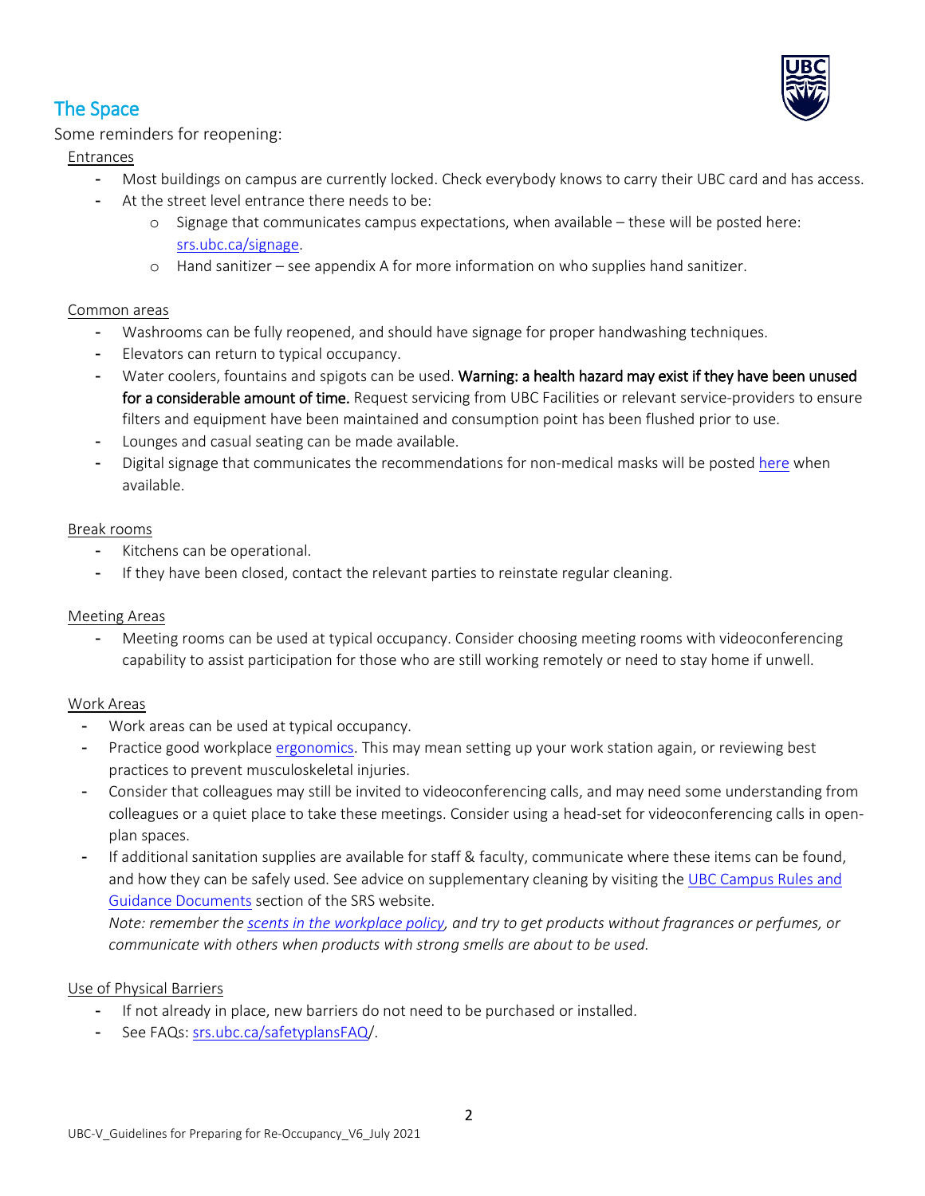## The Space

Some reminders for reopening:

Entrances

- Most buildings on campus are currently locked. Check everybody knows to carry their UBC card and has access.
- At the street level entrance there needs to be:
    - Signage that communicates campus expectations, when available – these will be posted here: srs.ubc.ca/signage.
    - Hand sanitizer – see appendix A for more information on who supplies hand sanitizer.

Common areas

- Washrooms can be fully reopened, and should have signage for proper handwashing techniques.
- Elevators can return to typical occupancy.
- Water coolers, fountains and spigots can be used. **Warning: a health hazard may exist if they have been unused for a considerable amount of time.** Request servicing from UBC Facilities or relevant service-providers to ensure filters and equipment have been maintained and consumption point has been flushed prior to use.
- Lounges and casual seating can be made available.
- Digital signage that communicates the recommendations for non-medical masks will be posted here when available.

Break rooms

- Kitchens can be operational.
- If they have been closed, contact the relevant parties to reinstate regular cleaning.

Meeting Areas

- Meeting rooms can be used at typical occupancy. Consider choosing meeting rooms with videoconferencing capability to assist participation for those who are still working remotely or need to stay home if unwell.

Work Areas

- Work areas can be used at typical occupancy.
- Practice good workplace ergonomics. This may mean setting up your work station again, or reviewing best practices to prevent musculoskeletal injuries.
- Consider that colleagues may still be invited to videoconferencing calls, and may need some understanding from colleagues or a quiet place to take these meetings. Consider using a head-set for videoconferencing calls in open-plan spaces.
- If additional sanitation supplies are available for staff & faculty, communicate where these items can be found, and how they can be safely used. See advice on supplementary cleaning by visiting the UBC Campus Rules and Guidance Documents section of the SRS website.
  *Note: remember the scents in the workplace policy, and try to get products without fragrances or perfumes, or communicate with others when products with strong smells are about to be used.*

Use of Physical Barriers

- If not already in place, new barriers do not need to be purchased or installed.
- See FAQs: srs.ubc.ca/safetyplansFAQ/.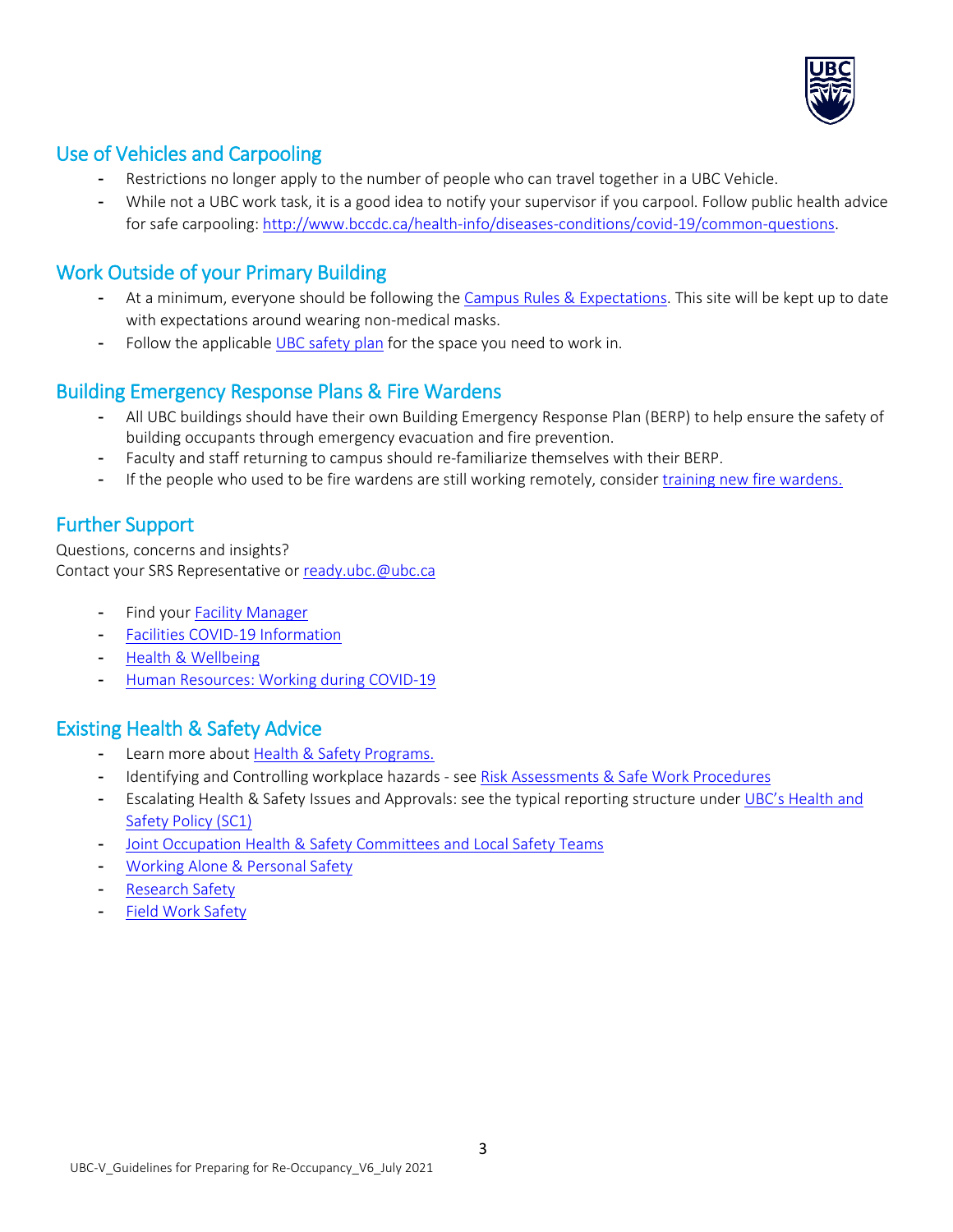## Use of Vehicles and Carpooling

- Restrictions no longer apply to the number of people who can travel together in a UBC Vehicle.
- While not a UBC work task, it is a good idea to notify your supervisor if you carpool. Follow public health advice for safe carpooling: http://www.bccdc.ca/health-info/diseases-conditions/covid-19/common-questions.

## Work Outside of your Primary Building

- At a minimum, everyone should be following the Campus Rules & Expectations. This site will be kept up to date with expectations around wearing non-medical masks.
- Follow the applicable UBC safety plan for the space you need to work in.

## Building Emergency Response Plans & Fire Wardens

- All UBC buildings should have their own Building Emergency Response Plan (BERP) to help ensure the safety of building occupants through emergency evacuation and fire prevention.
- Faculty and staff returning to campus should re-familiarize themselves with their BERP.
- If the people who used to be fire wardens are still working remotely, consider training new fire wardens.

## Further Support

Questions, concerns and insights?
Contact your SRS Representative or ready.ubc.@ubc.ca

- Find your Facility Manager
- Facilities COVID-19 Information
- Health & Wellbeing
- Human Resources: Working during COVID-19

## Existing Health & Safety Advice

- Learn more about Health & Safety Programs.
- Identifying and Controlling workplace hazards - see Risk Assessments & Safe Work Procedures
- Escalating Health & Safety Issues and Approvals: see the typical reporting structure under UBC's Health and Safety Policy (SC1)
- Joint Occupation Health & Safety Committees and Local Safety Teams
- Working Alone & Personal Safety
- Research Safety
- Field Work Safety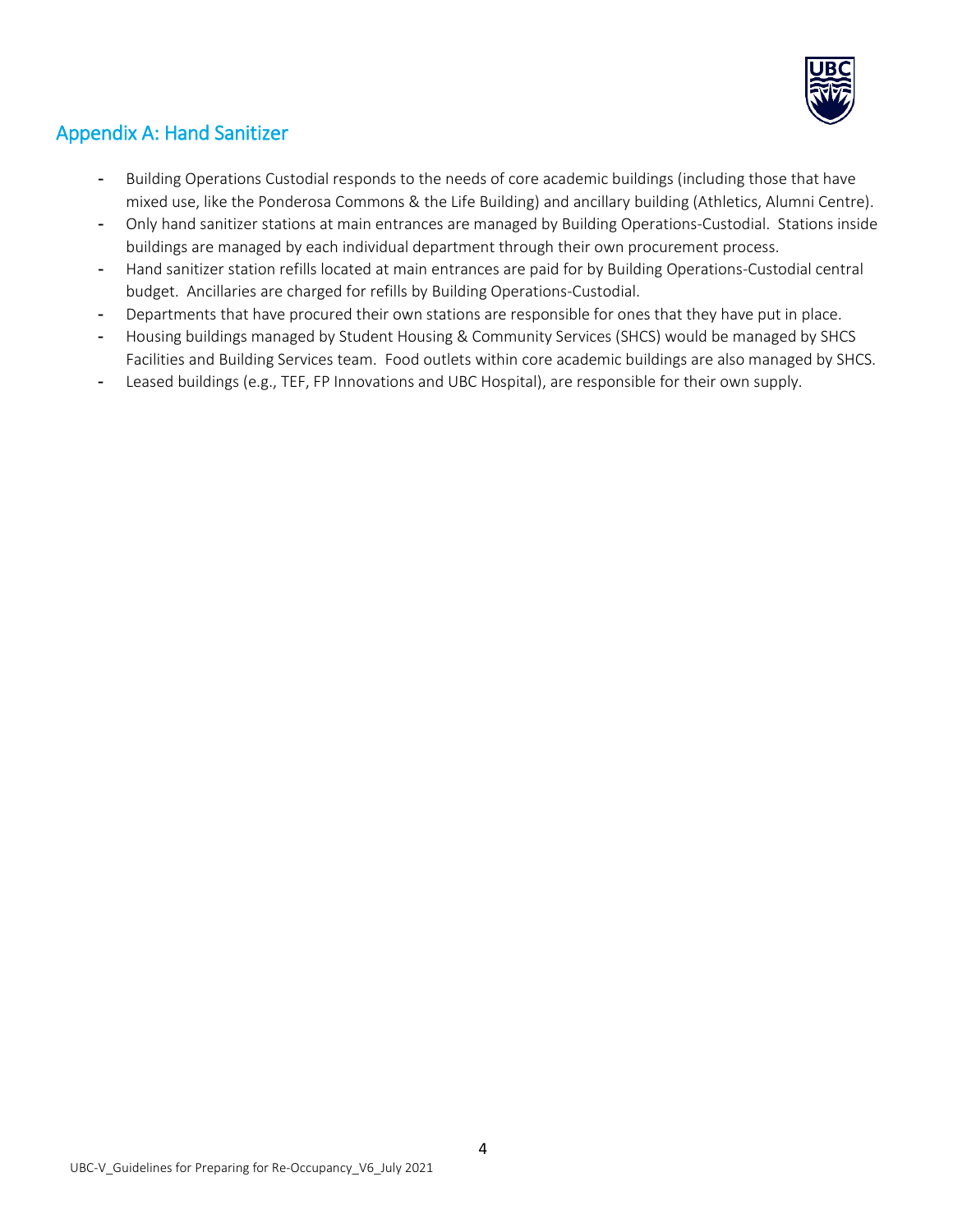## Appendix A: Hand Sanitizer

- Building Operations Custodial responds to the needs of core academic buildings (including those that have mixed use, like the Ponderosa Commons & the Life Building) and ancillary building (Athletics, Alumni Centre).
- Only hand sanitizer stations at main entrances are managed by Building Operations-Custodial. Stations inside buildings are managed by each individual department through their own procurement process.
- Hand sanitizer station refills located at main entrances are paid for by Building Operations-Custodial central budget. Ancillaries are charged for refills by Building Operations-Custodial.
- Departments that have procured their own stations are responsible for ones that they have put in place.
- Housing buildings managed by Student Housing & Community Services (SHCS) would be managed by SHCS Facilities and Building Services team. Food outlets within core academic buildings are also managed by SHCS.
- Leased buildings (e.g., TEF, FP Innovations and UBC Hospital), are responsible for their own supply.